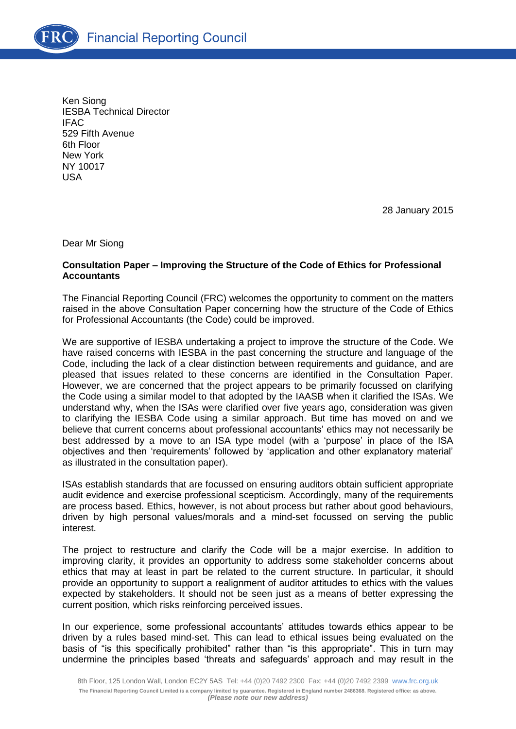Financial Reporting Council

Ken Siong
IESBA Technical Director
IFAC
529 Fifth Avenue
6th Floor
New York
NY 10017
USA

28 January 2015

Dear Mr Siong

**Consultation Paper – Improving the Structure of the Code of Ethics for Professional Accountants**

The Financial Reporting Council (FRC) welcomes the opportunity to comment on the matters raised in the above Consultation Paper concerning how the structure of the Code of Ethics for Professional Accountants (the Code) could be improved.

We are supportive of IESBA undertaking a project to improve the structure of the Code. We have raised concerns with IESBA in the past concerning the structure and language of the Code, including the lack of a clear distinction between requirements and guidance, and are pleased that issues related to these concerns are identified in the Consultation Paper. However, we are concerned that the project appears to be primarily focussed on clarifying the Code using a similar model to that adopted by the IAASB when it clarified the ISAs. We understand why, when the ISAs were clarified over five years ago, consideration was given to clarifying the IESBA Code using a similar approach. But time has moved on and we believe that current concerns about professional accountants' ethics may not necessarily be best addressed by a move to an ISA type model (with a 'purpose' in place of the ISA objectives and then 'requirements' followed by 'application and other explanatory material' as illustrated in the consultation paper).

ISAs establish standards that are focussed on ensuring auditors obtain sufficient appropriate audit evidence and exercise professional scepticism. Accordingly, many of the requirements are process based. Ethics, however, is not about process but rather about good behaviours, driven by high personal values/morals and a mind-set focussed on serving the public interest.

The project to restructure and clarify the Code will be a major exercise. In addition to improving clarity, it provides an opportunity to address some stakeholder concerns about ethics that may at least in part be related to the current structure. In particular, it should provide an opportunity to support a realignment of auditor attitudes to ethics with the values expected by stakeholders. It should not be seen just as a means of better expressing the current position, which risks reinforcing perceived issues.

In our experience, some professional accountants' attitudes towards ethics appear to be driven by a rules based mind-set. This can lead to ethical issues being evaluated on the basis of "is this specifically prohibited" rather than "is this appropriate". This in turn may undermine the principles based 'threats and safeguards' approach and may result in the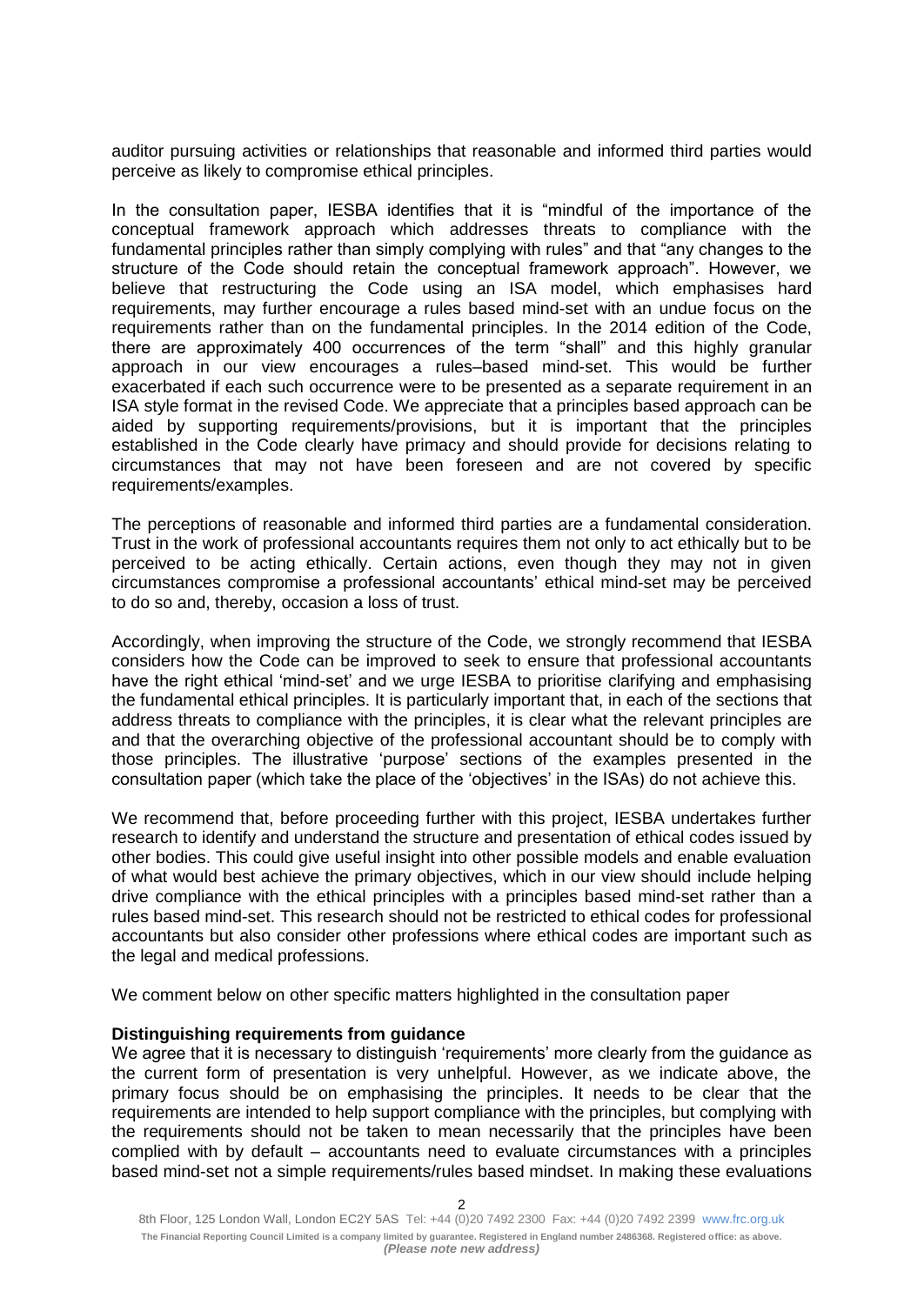auditor pursuing activities or relationships that reasonable and informed third parties would perceive as likely to compromise ethical principles.

In the consultation paper, IESBA identifies that it is "mindful of the importance of the conceptual framework approach which addresses threats to compliance with the fundamental principles rather than simply complying with rules" and that "any changes to the structure of the Code should retain the conceptual framework approach". However, we believe that restructuring the Code using an ISA model, which emphasises hard requirements, may further encourage a rules based mind-set with an undue focus on the requirements rather than on the fundamental principles. In the 2014 edition of the Code, there are approximately 400 occurrences of the term "shall" and this highly granular approach in our view encourages a rules–based mind-set. This would be further exacerbated if each such occurrence were to be presented as a separate requirement in an ISA style format in the revised Code. We appreciate that a principles based approach can be aided by supporting requirements/provisions, but it is important that the principles established in the Code clearly have primacy and should provide for decisions relating to circumstances that may not have been foreseen and are not covered by specific requirements/examples.

The perceptions of reasonable and informed third parties are a fundamental consideration. Trust in the work of professional accountants requires them not only to act ethically but to be perceived to be acting ethically. Certain actions, even though they may not in given circumstances compromise a professional accountants' ethical mind-set may be perceived to do so and, thereby, occasion a loss of trust.

Accordingly, when improving the structure of the Code, we strongly recommend that IESBA considers how the Code can be improved to seek to ensure that professional accountants have the right ethical 'mind-set' and we urge IESBA to prioritise clarifying and emphasising the fundamental ethical principles. It is particularly important that, in each of the sections that address threats to compliance with the principles, it is clear what the relevant principles are and that the overarching objective of the professional accountant should be to comply with those principles. The illustrative 'purpose' sections of the examples presented in the consultation paper (which take the place of the 'objectives' in the ISAs) do not achieve this.

We recommend that, before proceeding further with this project, IESBA undertakes further research to identify and understand the structure and presentation of ethical codes issued by other bodies. This could give useful insight into other possible models and enable evaluation of what would best achieve the primary objectives, which in our view should include helping drive compliance with the ethical principles with a principles based mind-set rather than a rules based mind-set. This research should not be restricted to ethical codes for professional accountants but also consider other professions where ethical codes are important such as the legal and medical professions.

We comment below on other specific matters highlighted in the consultation paper

**Distinguishing requirements from guidance**

We agree that it is necessary to distinguish 'requirements' more clearly from the guidance as the current form of presentation is very unhelpful. However, as we indicate above, the primary focus should be on emphasising the principles. It needs to be clear that the requirements are intended to help support compliance with the principles, but complying with the requirements should not be taken to mean necessarily that the principles have been complied with by default – accountants need to evaluate circumstances with a principles based mind-set not a simple requirements/rules based mindset. In making these evaluations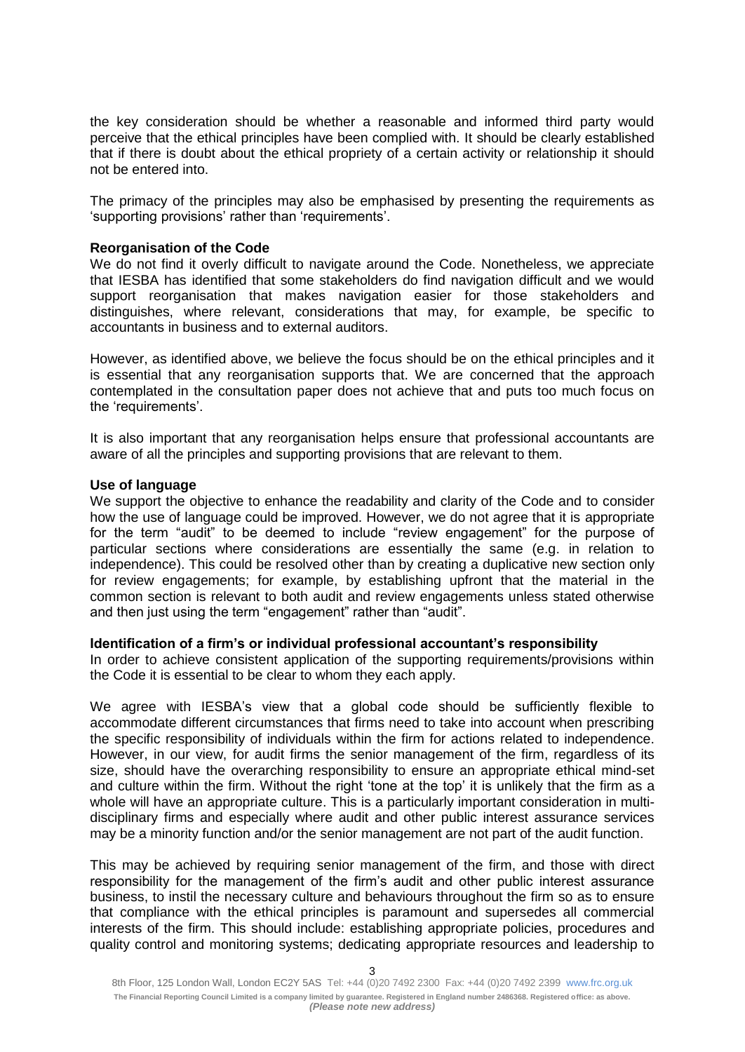the key consideration should be whether a reasonable and informed third party would perceive that the ethical principles have been complied with. It should be clearly established that if there is doubt about the ethical propriety of a certain activity or relationship it should not be entered into.

The primacy of the principles may also be emphasised by presenting the requirements as 'supporting provisions' rather than 'requirements'.

**Reorganisation of the Code**

We do not find it overly difficult to navigate around the Code. Nonetheless, we appreciate that IESBA has identified that some stakeholders do find navigation difficult and we would support reorganisation that makes navigation easier for those stakeholders and distinguishes, where relevant, considerations that may, for example, be specific to accountants in business and to external auditors.

However, as identified above, we believe the focus should be on the ethical principles and it is essential that any reorganisation supports that. We are concerned that the approach contemplated in the consultation paper does not achieve that and puts too much focus on the 'requirements'.

It is also important that any reorganisation helps ensure that professional accountants are aware of all the principles and supporting provisions that are relevant to them.

**Use of language**

We support the objective to enhance the readability and clarity of the Code and to consider how the use of language could be improved. However, we do not agree that it is appropriate for the term "audit" to be deemed to include "review engagement" for the purpose of particular sections where considerations are essentially the same (e.g. in relation to independence). This could be resolved other than by creating a duplicative new section only for review engagements; for example, by establishing upfront that the material in the common section is relevant to both audit and review engagements unless stated otherwise and then just using the term "engagement" rather than "audit".

**Identification of a firm's or individual professional accountant's responsibility**

In order to achieve consistent application of the supporting requirements/provisions within the Code it is essential to be clear to whom they each apply.

We agree with IESBA's view that a global code should be sufficiently flexible to accommodate different circumstances that firms need to take into account when prescribing the specific responsibility of individuals within the firm for actions related to independence. However, in our view, for audit firms the senior management of the firm, regardless of its size, should have the overarching responsibility to ensure an appropriate ethical mind-set and culture within the firm. Without the right 'tone at the top' it is unlikely that the firm as a whole will have an appropriate culture. This is a particularly important consideration in multi-disciplinary firms and especially where audit and other public interest assurance services may be a minority function and/or the senior management are not part of the audit function.

This may be achieved by requiring senior management of the firm, and those with direct responsibility for the management of the firm's audit and other public interest assurance business, to instil the necessary culture and behaviours throughout the firm so as to ensure that compliance with the ethical principles is paramount and supersedes all commercial interests of the firm. This should include: establishing appropriate policies, procedures and quality control and monitoring systems; dedicating appropriate resources and leadership to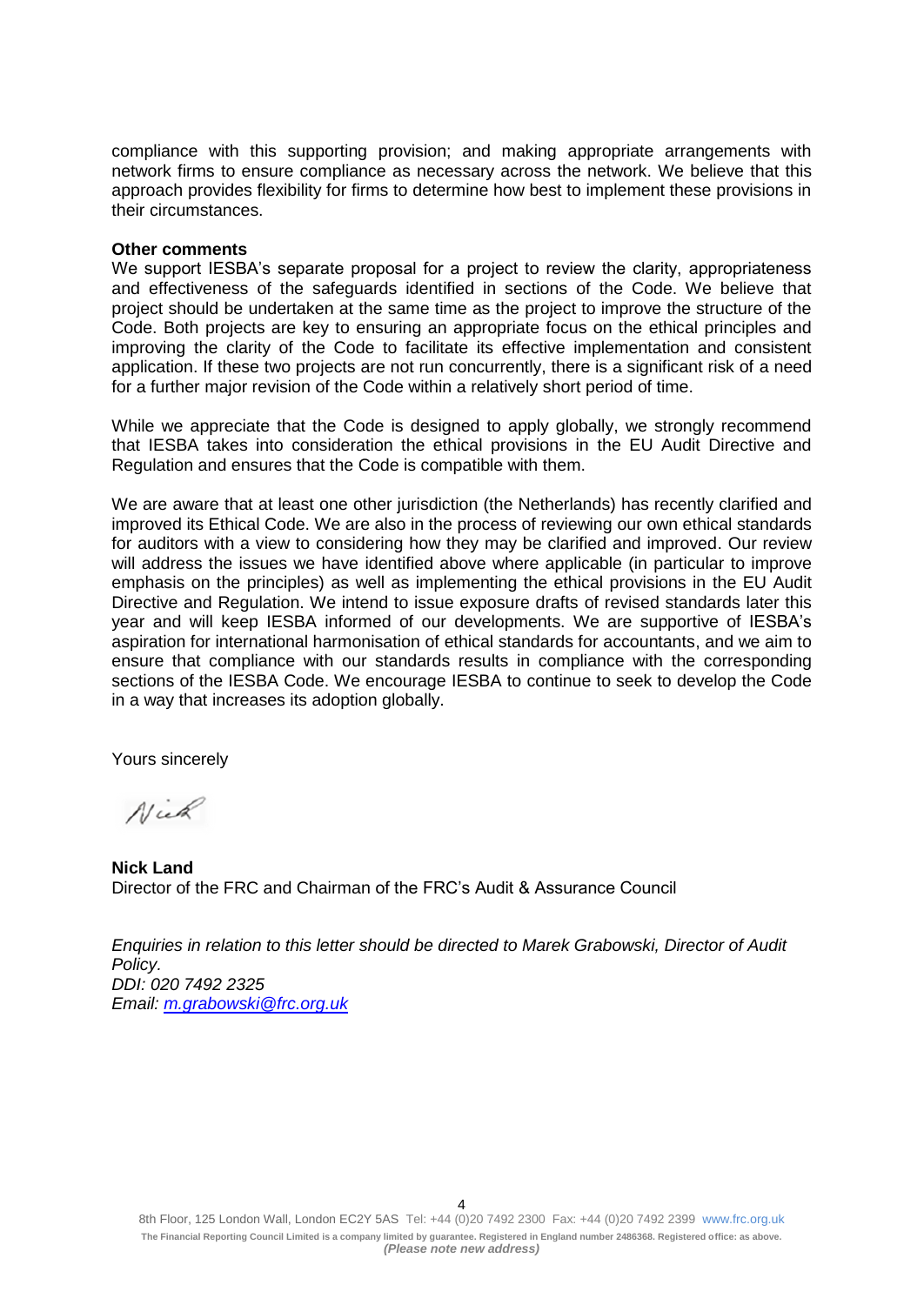compliance with this supporting provision; and making appropriate arrangements with network firms to ensure compliance as necessary across the network. We believe that this approach provides flexibility for firms to determine how best to implement these provisions in their circumstances.

**Other comments**

We support IESBA's separate proposal for a project to review the clarity, appropriateness and effectiveness of the safeguards identified in sections of the Code. We believe that project should be undertaken at the same time as the project to improve the structure of the Code. Both projects are key to ensuring an appropriate focus on the ethical principles and improving the clarity of the Code to facilitate its effective implementation and consistent application. If these two projects are not run concurrently, there is a significant risk of a need for a further major revision of the Code within a relatively short period of time.

While we appreciate that the Code is designed to apply globally, we strongly recommend that IESBA takes into consideration the ethical provisions in the EU Audit Directive and Regulation and ensures that the Code is compatible with them.

We are aware that at least one other jurisdiction (the Netherlands) has recently clarified and improved its Ethical Code. We are also in the process of reviewing our own ethical standards for auditors with a view to considering how they may be clarified and improved. Our review will address the issues we have identified above where applicable (in particular to improve emphasis on the principles) as well as implementing the ethical provisions in the EU Audit Directive and Regulation. We intend to issue exposure drafts of revised standards later this year and will keep IESBA informed of our developments. We are supportive of IESBA's aspiration for international harmonisation of ethical standards for accountants, and we aim to ensure that compliance with our standards results in compliance with the corresponding sections of the IESBA Code. We encourage IESBA to continue to seek to develop the Code in a way that increases its adoption globally.

Yours sincerely

Nick

**Nick Land**
Director of the FRC and Chairman of the FRC's Audit & Assurance Council

*Enquiries in relation to this letter should be directed to Marek Grabowski, Director of Audit Policy.*
*DDI: 020 7492 2325*
*Email: m.grabowski@frc.org.uk*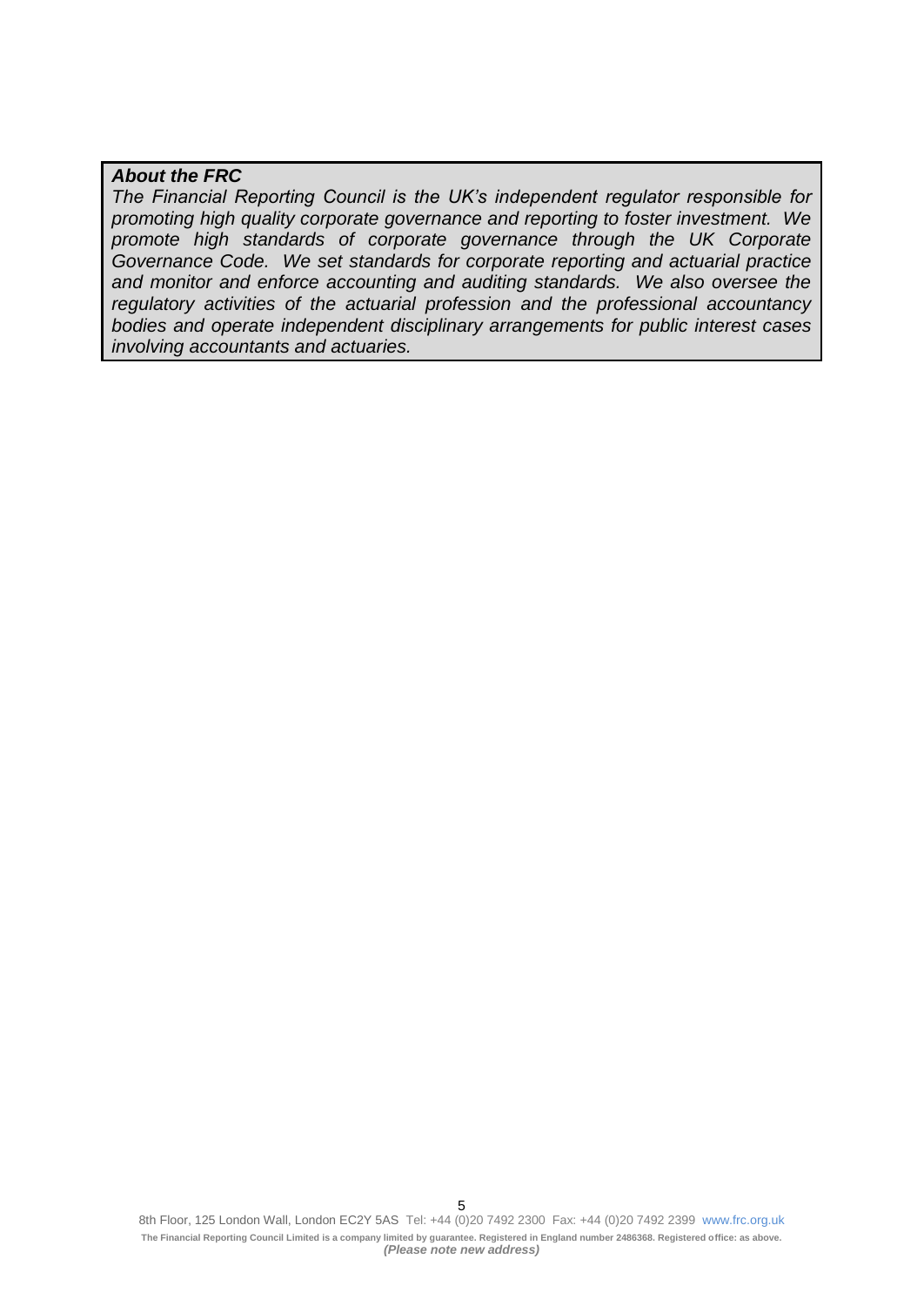***About the FRC***

*The Financial Reporting Council is the UK's independent regulator responsible for promoting high quality corporate governance and reporting to foster investment. We promote high standards of corporate governance through the UK Corporate Governance Code. We set standards for corporate reporting and actuarial practice and monitor and enforce accounting and auditing standards. We also oversee the regulatory activities of the actuarial profession and the professional accountancy bodies and operate independent disciplinary arrangements for public interest cases involving accountants and actuaries.*